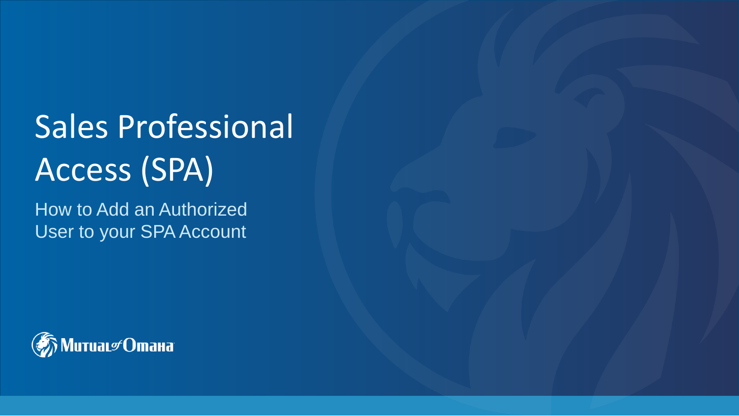# Sales Professional Access (SPA)

## How to Add an Authorized User to your SPA Account

Mutual of Omaha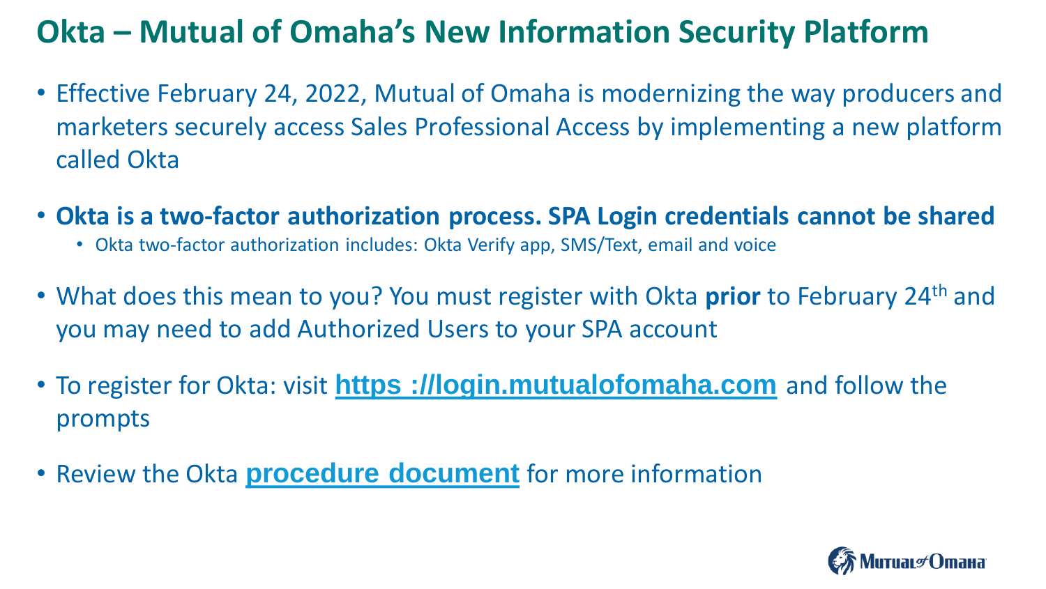# Okta – Mutual of Omaha's New Information Security Platform

- Effective February 24, 2022, Mutual of Omaha is modernizing the way producers and marketers securely access Sales Professional Access by implementing a new platform called Okta
- **Okta is a two-factor authorization process. SPA Login credentials cannot be shared**
  - Okta two-factor authorization includes: Okta Verify app, SMS/Text, email and voice
- What does this mean to you? You must register with Okta **prior** to February 24th and you may need to add Authorized Users to your SPA account
- To register for Okta: visit **https ://login.mutualofomaha.com** and follow the prompts
- Review the Okta **procedure document** for more information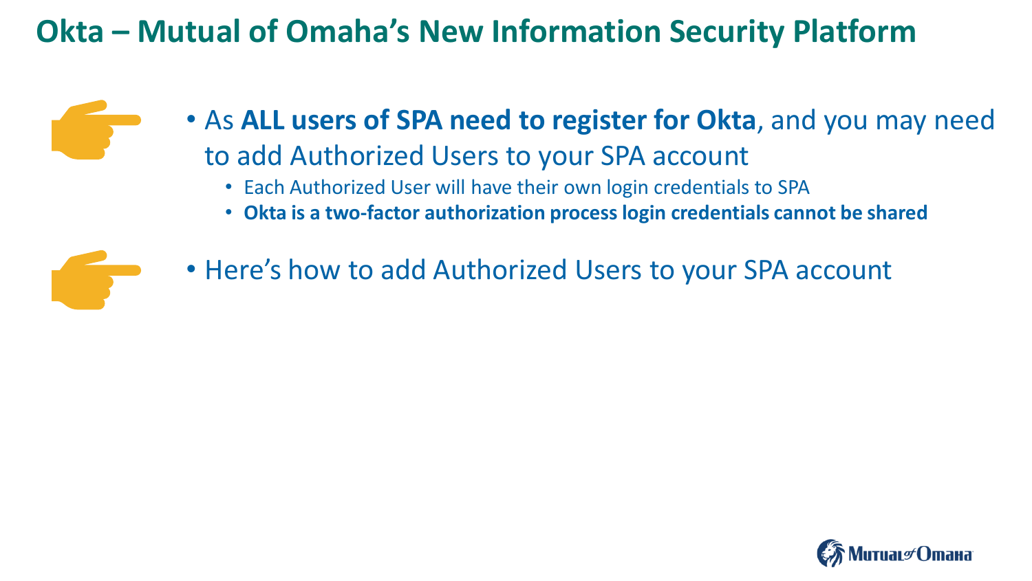# Okta – Mutual of Omaha's New Information Security Platform

- As **ALL users of SPA need to register for Okta**, and you may need to add Authorized Users to your SPA account
  - Each Authorized User will have their own login credentials to SPA
  - **Okta is a two-factor authorization process login credentials cannot be shared**
- Here's how to add Authorized Users to your SPA account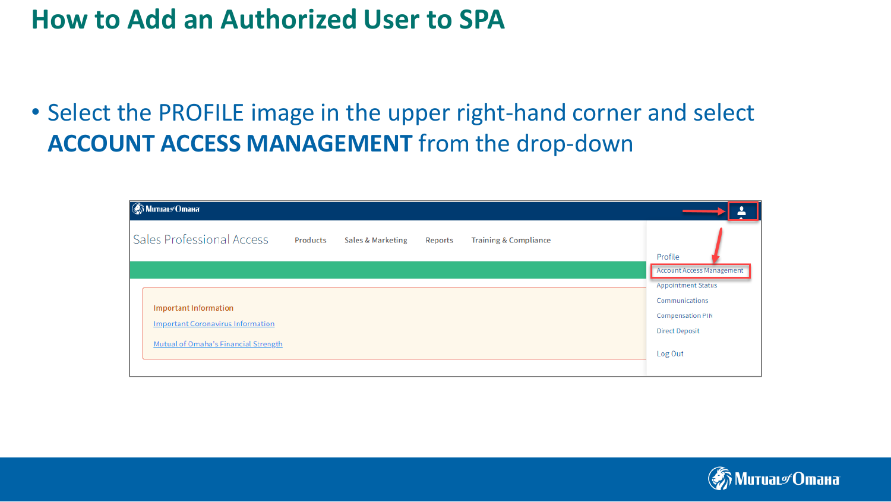# How to Add an Authorized User to SPA

- Select the PROFILE image in the upper right-hand corner and select **ACCOUNT ACCESS MANAGEMENT** from the drop-down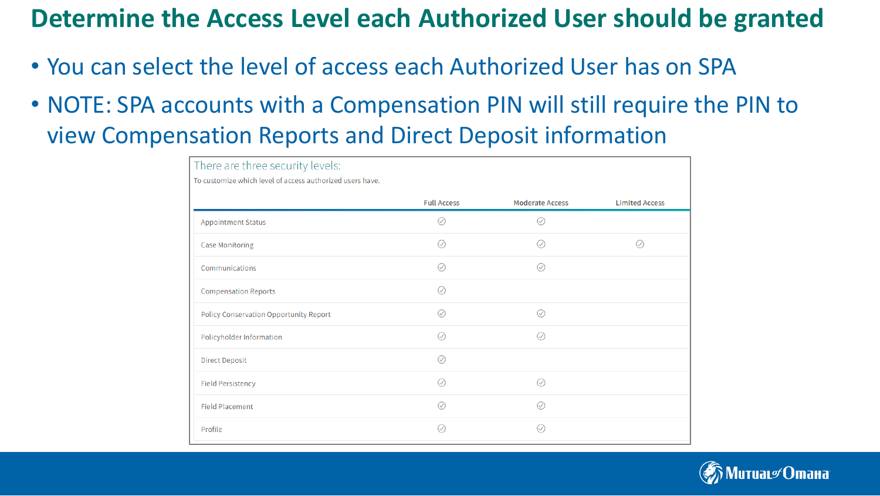# Determine the Access Level each Authorized User should be granted

- You can select the level of access each Authorized User has on SPA
- NOTE: SPA accounts with a Compensation PIN will still require the PIN to view Compensation Reports and Direct Deposit information

There are three security levels:

To customize which level of access authorized users have.

| | Full Access | Moderate Access | Limited Access |
|---|---|---|---|
| Appointment Status | ✓ | ✓ | |
| Case Monitoring | ✓ | ✓ | ✓ |
| Communications | ✓ | ✓ | |
| Compensation Reports | ✓ | | |
| Policy Conservation Opportunity Report | ✓ | ✓ | |
| Policyholder Information | ✓ | ✓ | |
| Direct Deposit | ✓ | | |
| Field Persistency | ✓ | ✓ | |
| Field Placement | ✓ | ✓ | |
| Profile | ✓ | ✓ | |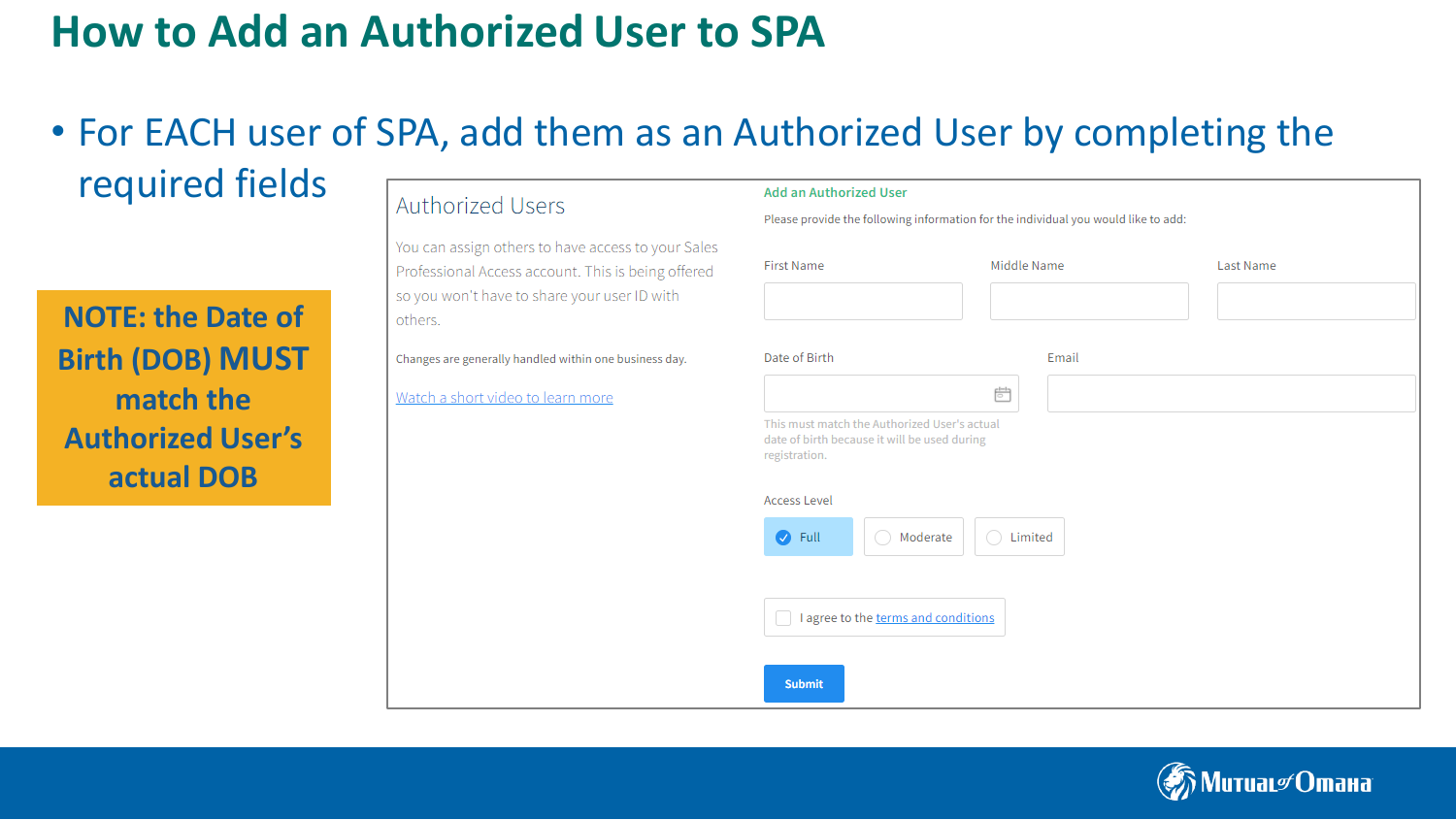# How to Add an Authorized User to SPA

- For EACH user of SPA, add them as an Authorized User by completing the required fields

**NOTE: the Date of Birth (DOB) MUST match the Authorized User's actual DOB**

## Authorized Users

You can assign others to have access to your Sales Professional Access account. This is being offered so you won't have to share your user ID with others.

Changes are generally handled within one business day.

Watch a short video to learn more

**Add an Authorized User**

Please provide the following information for the individual you would like to add:

First Name

Middle Name

Last Name

Date of Birth

This must match the Authorized User's actual date of birth because it will be used during registration.

Email

Access Level

- Full
- Moderate
- Limited

I agree to the terms and conditions

Submit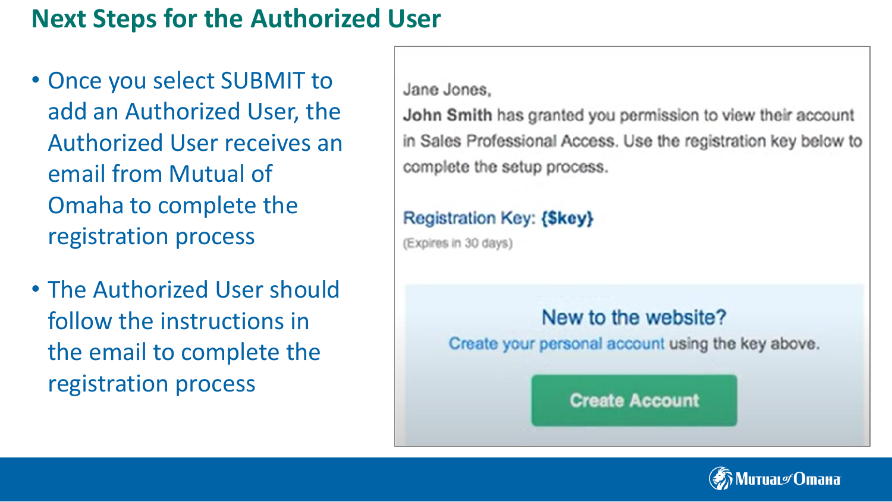# Next Steps for the Authorized User

- Once you select SUBMIT to add an Authorized User, the Authorized User receives an email from Mutual of Omaha to complete the registration process
- The Authorized User should follow the instructions in the email to complete the registration process

Jane Jones,

**John Smith** has granted you permission to view their account in Sales Professional Access. Use the registration key below to complete the setup process.

Registration Key: **{$key}**

(Expires in 30 days)

New to the website?

Create your personal account using the key above.

Create Account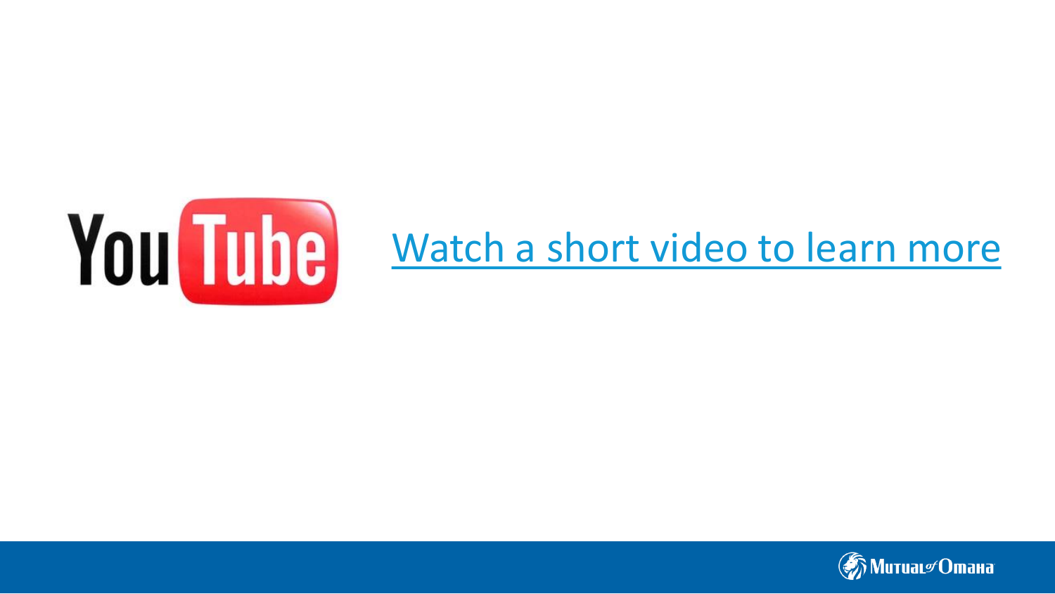Watch a short video to learn more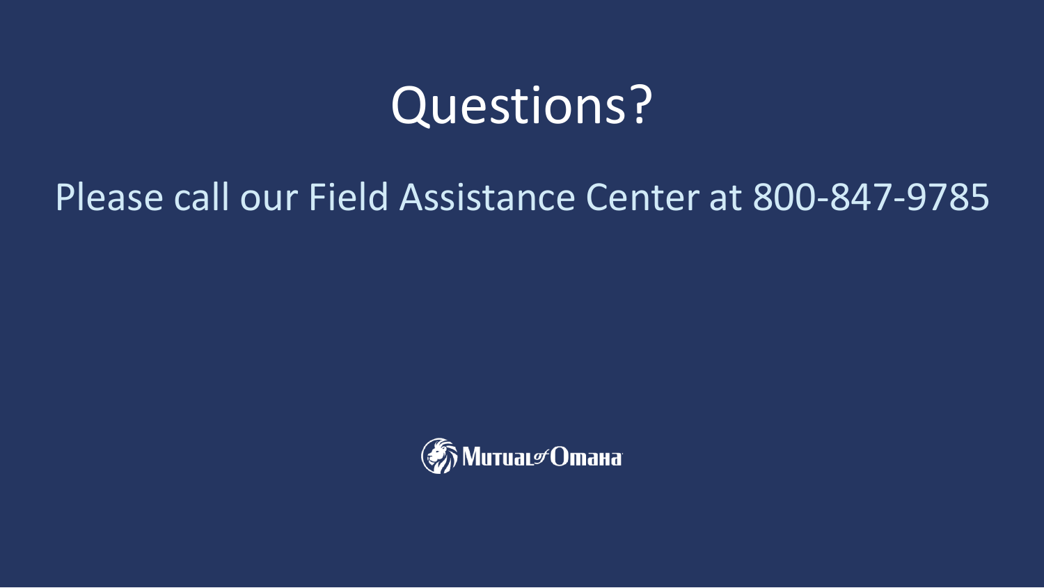# Questions?

Please call our Field Assistance Center at 800-847-9785

Mutual of Omaha